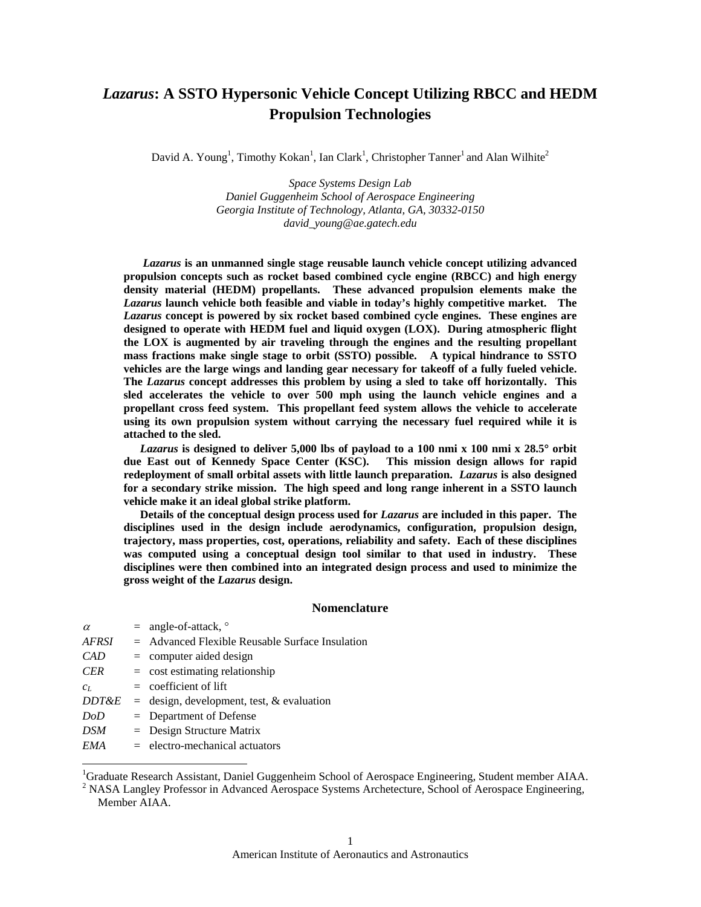# *Lazarus*: A SSTO Hypersonic Vehicle Concept Utilizing RBCC and HEDM Propulsion Technologies

David A. Young[1], Timothy Kokan[1], Ian Clark[1], Christopher Tanner[1] and Alan Wilhite[2]

*Space Systems Design Lab*
*Daniel Guggenheim School of Aerospace Engineering*
*Georgia Institute of Technology, Atlanta, GA, 30332-0150*
*david_young@ae.gatech.edu*

***Lazarus*** **is an unmanned single stage reusable launch vehicle concept utilizing advanced propulsion concepts such as rocket based combined cycle engine (RBCC) and high energy density material (HEDM) propellants. These advanced propulsion elements make the** ***Lazarus*** **launch vehicle both feasible and viable in today's highly competitive market. The** ***Lazarus*** **concept is powered by six rocket based combined cycle engines. These engines are designed to operate with HEDM fuel and liquid oxygen (LOX). During atmospheric flight the LOX is augmented by air traveling through the engines and the resulting propellant mass fractions make single stage to orbit (SSTO) possible. A typical hindrance to SSTO vehicles are the large wings and landing gear necessary for takeoff of a fully fueled vehicle. The** ***Lazarus*** **concept addresses this problem by using a sled to take off horizontally. This sled accelerates the vehicle to over 500 mph using the launch vehicle engines and a propellant cross feed system. This propellant feed system allows the vehicle to accelerate using its own propulsion system without carrying the necessary fuel required while it is attached to the sled.**

***Lazarus*** **is designed to deliver 5,000 lbs of payload to a 100 nmi x 100 nmi x 28.5° orbit due East out of Kennedy Space Center (KSC). This mission design allows for rapid redeployment of small orbital assets with little launch preparation.** ***Lazarus*** **is also designed for a secondary strike mission. The high speed and long range inherent in a SSTO launch vehicle make it an ideal global strike platform.**

**Details of the conceptual design process used for** ***Lazarus*** **are included in this paper. The disciplines used in the design include aerodynamics, configuration, propulsion design, trajectory, mass properties, cost, operations, reliability and safety. Each of these disciplines was computed using a conceptual design tool similar to that used in industry. These disciplines were then combined into an integrated design process and used to minimize the gross weight of the** ***Lazarus*** **design.**

## Nomenclature

| | | |
|---|---|---|
| $\alpha$ | = | angle-of-attack, ° |
| *AFRSI* | = | Advanced Flexible Reusable Surface Insulation |
| *CAD* | = | computer aided design |
| *CER* | = | cost estimating relationship |
| $c_L$ | = | coefficient of lift |
| *DDT&E* | = | design, development, test, & evaluation |
| *DoD* | = | Department of Defense |
| *DSM* | = | Design Structure Matrix |
| *EMA* | = | electro-mechanical actuators |

[1]Graduate Research Assistant, Daniel Guggenheim School of Aerospace Engineering, Student member AIAA.
[2] NASA Langley Professor in Advanced Aerospace Systems Archetecture, School of Aerospace Engineering, Member AIAA.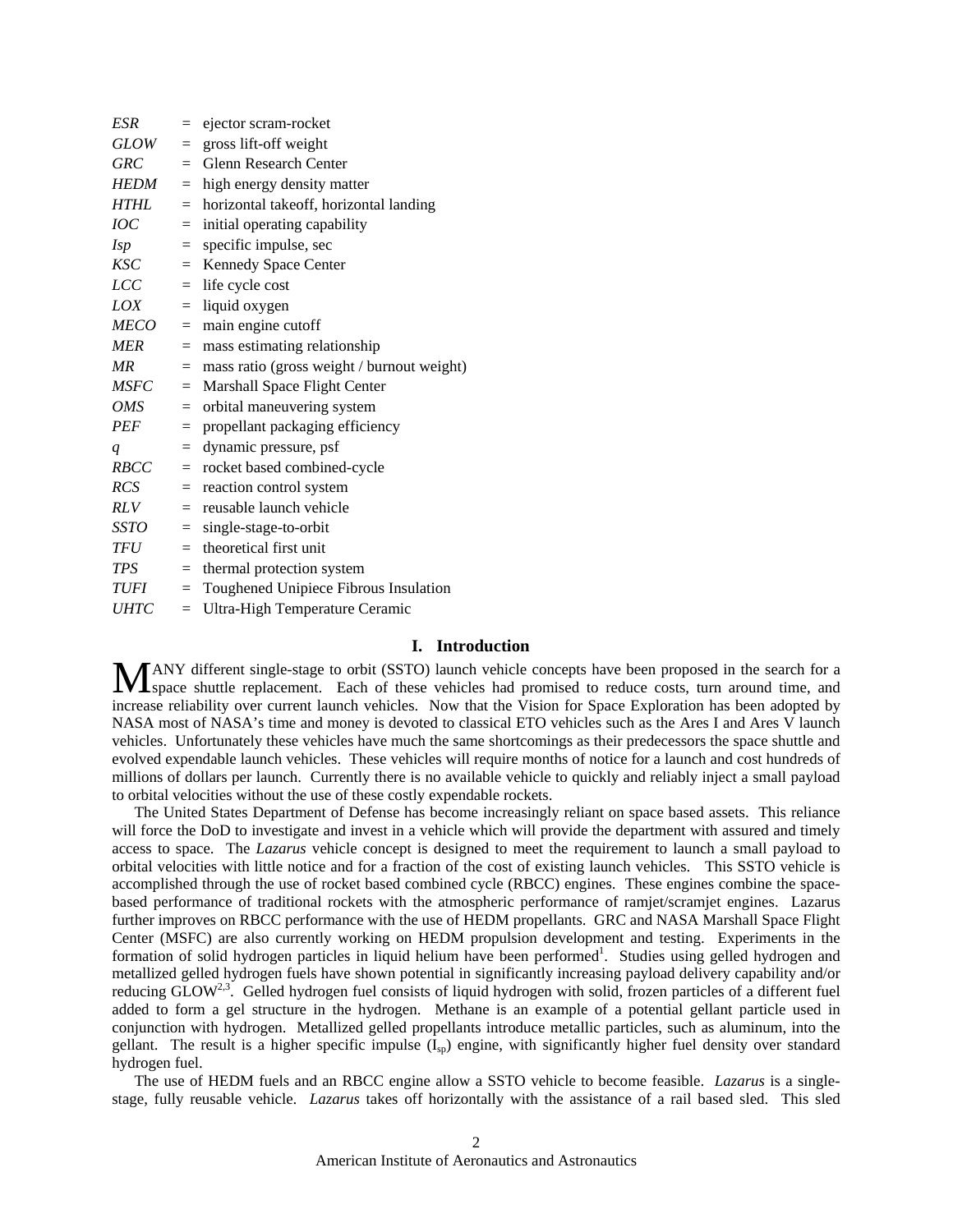| | | |
|---|---|---|
| *ESR* | = | ejector scram-rocket |
| *GLOW* | = | gross lift-off weight |
| *GRC* | = | Glenn Research Center |
| *HEDM* | = | high energy density matter |
| *HTHL* | = | horizontal takeoff, horizontal landing |
| *IOC* | = | initial operating capability |
| *Isp* | = | specific impulse, sec |
| *KSC* | = | Kennedy Space Center |
| *LCC* | = | life cycle cost |
| *LOX* | = | liquid oxygen |
| *MECO* | = | main engine cutoff |
| *MER* | = | mass estimating relationship |
| *MR* | = | mass ratio (gross weight / burnout weight) |
| *MSFC* | = | Marshall Space Flight Center |
| *OMS* | = | orbital maneuvering system |
| *PEF* | = | propellant packaging efficiency |
| *q* | = | dynamic pressure, psf |
| *RBCC* | = | rocket based combined-cycle |
| *RCS* | = | reaction control system |
| *RLV* | = | reusable launch vehicle |
| *SSTO* | = | single-stage-to-orbit |
| *TFU* | = | theoretical first unit |
| *TPS* | = | thermal protection system |
| *TUFI* | = | Toughened Unipiece Fibrous Insulation |
| *UHTC* | = | Ultra-High Temperature Ceramic |

## I. Introduction

MANY different single-stage to orbit (SSTO) launch vehicle concepts have been proposed in the search for a space shuttle replacement. Each of these vehicles had promised to reduce costs, turn around time, and increase reliability over current launch vehicles. Now that the Vision for Space Exploration has been adopted by NASA most of NASA's time and money is devoted to classical ETO vehicles such as the Ares I and Ares V launch vehicles. Unfortunately these vehicles have much the same shortcomings as their predecessors the space shuttle and evolved expendable launch vehicles. These vehicles will require months of notice for a launch and cost hundreds of millions of dollars per launch. Currently there is no available vehicle to quickly and reliably inject a small payload to orbital velocities without the use of these costly expendable rockets.

The United States Department of Defense has become increasingly reliant on space based assets. This reliance will force the DoD to investigate and invest in a vehicle which will provide the department with assured and timely access to space. The *Lazarus* vehicle concept is designed to meet the requirement to launch a small payload to orbital velocities with little notice and for a fraction of the cost of existing launch vehicles. This SSTO vehicle is accomplished through the use of rocket based combined cycle (RBCC) engines. These engines combine the space-based performance of traditional rockets with the atmospheric performance of ramjet/scramjet engines. Lazarus further improves on RBCC performance with the use of HEDM propellants. GRC and NASA Marshall Space Flight Center (MSFC) are also currently working on HEDM propulsion development and testing. Experiments in the formation of solid hydrogen particles in liquid helium have been performed[1]. Studies using gelled hydrogen and metallized gelled hydrogen fuels have shown potential in significantly increasing payload delivery capability and/or reducing GLOW[2,3]. Gelled hydrogen fuel consists of liquid hydrogen with solid, frozen particles of a different fuel added to form a gel structure in the hydrogen. Methane is an example of a potential gellant particle used in conjunction with hydrogen. Metallized gelled propellants introduce metallic particles, such as aluminum, into the gellant. The result is a higher specific impulse ($I_{sp}$) engine, with significantly higher fuel density over standard hydrogen fuel.

The use of HEDM fuels and an RBCC engine allow a SSTO vehicle to become feasible. *Lazarus* is a single-stage, fully reusable vehicle. *Lazarus* takes off horizontally with the assistance of a rail based sled. This sled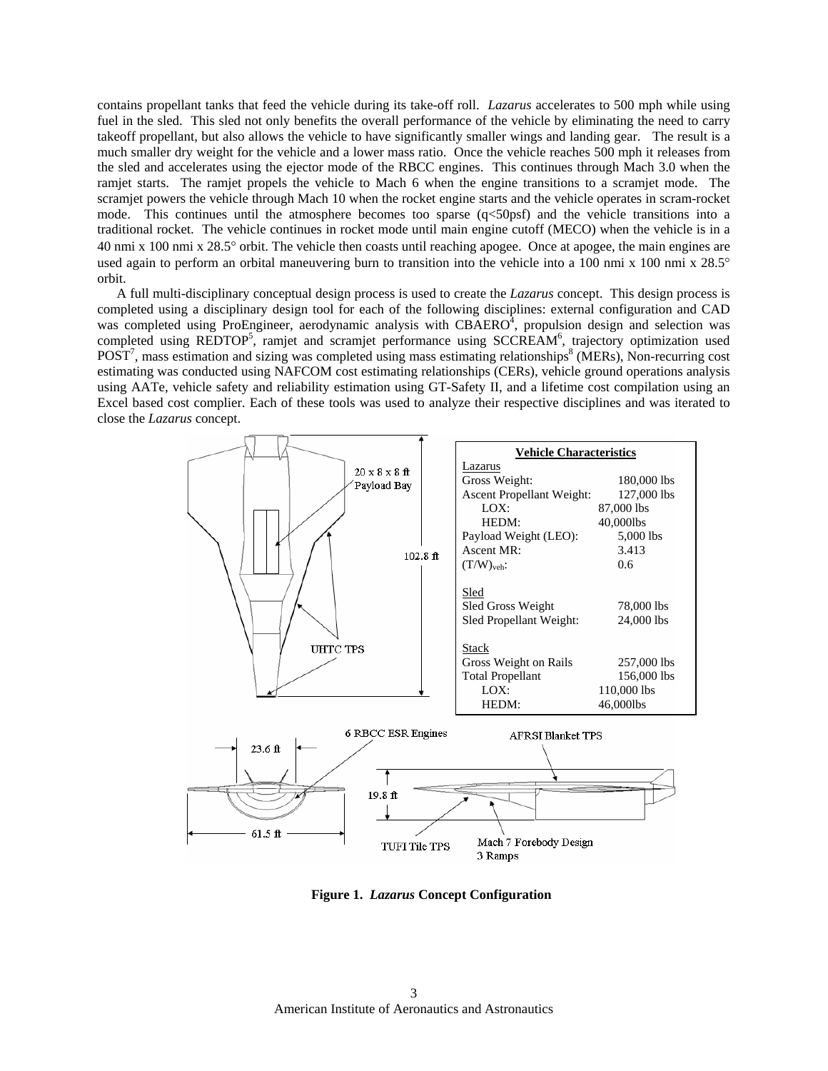contains propellant tanks that feed the vehicle during its take-off roll. *Lazarus* accelerates to 500 mph while using fuel in the sled. This sled not only benefits the overall performance of the vehicle by eliminating the need to carry takeoff propellant, but also allows the vehicle to have significantly smaller wings and landing gear. The result is a much smaller dry weight for the vehicle and a lower mass ratio. Once the vehicle reaches 500 mph it releases from the sled and accelerates using the ejector mode of the RBCC engines. This continues through Mach 3.0 when the ramjet starts. The ramjet propels the vehicle to Mach 6 when the engine transitions to a scramjet mode. The scramjet powers the vehicle through Mach 10 when the rocket engine starts and the vehicle operates in scram-rocket mode. This continues until the atmosphere becomes too sparse ($q<50$psf) and the vehicle transitions into a traditional rocket. The vehicle continues in rocket mode until main engine cutoff (MECO) when the vehicle is in a 40 nmi x 100 nmi x 28.5° orbit. The vehicle then coasts until reaching apogee. Once at apogee, the main engines are used again to perform an orbital maneuvering burn to transition into the vehicle into a 100 nmi x 100 nmi x 28.5° orbit.

A full multi-disciplinary conceptual design process is used to create the *Lazarus* concept. This design process is completed using a disciplinary design tool for each of the following disciplines: external configuration and CAD was completed using ProEngineer, aerodynamic analysis with CBAERO[4], propulsion design and selection was completed using REDTOP[5], ramjet and scramjet performance using SCCREAM[6], trajectory optimization used POST[7], mass estimation and sizing was completed using mass estimating relationships[8] (MERs), Non-recurring cost estimating was conducted using NAFCOM cost estimating relationships (CERs), vehicle ground operations analysis using AATe, vehicle safety and reliability estimation using GT-Safety II, and a lifetime cost compilation using an Excel based cost complier. Each of these tools was used to analyze their respective disciplines and was iterated to close the *Lazarus* concept.

| Vehicle Characteristics | |
|---|---|
| **Lazarus** | |
| Gross Weight: | 180,000 lbs |
| Ascent Propellant Weight: | 127,000 lbs |
| LOX: | 87,000 lbs |
| HEDM: | 40,000lbs |
| Payload Weight (LEO): | 5,000 lbs |
| Ascent MR: | 3.413 |
| $(T/W)_{veh}$: | 0.6 |
| **Sled** | |
| Sled Gross Weight | 78,000 lbs |
| Sled Propellant Weight: | 24,000 lbs |
| **Stack** | |
| Gross Weight on Rails | 257,000 lbs |
| Total Propellant | 156,000 lbs |
| LOX: | 110,000 lbs |
| HEDM: | 46,000lbs |

**Figure 1. *Lazarus* Concept Configuration**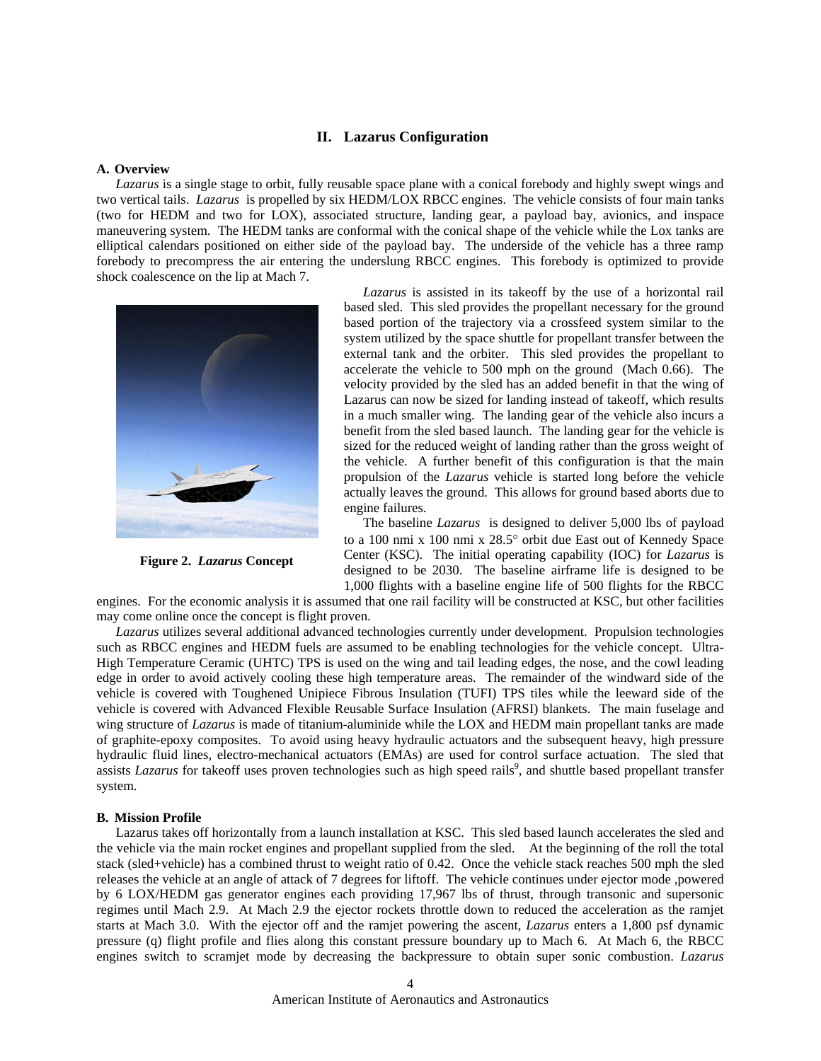## II. Lazarus Configuration

### A. Overview

*Lazarus* is a single stage to orbit, fully reusable space plane with a conical forebody and highly swept wings and two vertical tails. *Lazarus* is propelled by six HEDM/LOX RBCC engines. The vehicle consists of four main tanks (two for HEDM and two for LOX), associated structure, landing gear, a payload bay, avionics, and inspace maneuvering system. The HEDM tanks are conformal with the conical shape of the vehicle while the Lox tanks are elliptical calendars positioned on either side of the payload bay. The underside of the vehicle has a three ramp forebody to precompress the air entering the underslung RBCC engines. This forebody is optimized to provide shock coalescence on the lip at Mach 7.

**Figure 2.** ***Lazarus*** **Concept**

*Lazarus* is assisted in its takeoff by the use of a horizontal rail based sled. This sled provides the propellant necessary for the ground based portion of the trajectory via a crossfeed system similar to the system utilized by the space shuttle for propellant transfer between the external tank and the orbiter. This sled provides the propellant to accelerate the vehicle to 500 mph on the ground (Mach 0.66). The velocity provided by the sled has an added benefit in that the wing of Lazarus can now be sized for landing instead of takeoff, which results in a much smaller wing. The landing gear of the vehicle also incurs a benefit from the sled based launch. The landing gear for the vehicle is sized for the reduced weight of landing rather than the gross weight of the vehicle. A further benefit of this configuration is that the main propulsion of the *Lazarus* vehicle is started long before the vehicle actually leaves the ground. This allows for ground based aborts due to engine failures.

The baseline *Lazarus* is designed to deliver 5,000 lbs of payload to a 100 nmi x 100 nmi x 28.5° orbit due East out of Kennedy Space Center (KSC). The initial operating capability (IOC) for *Lazarus* is designed to be 2030. The baseline airframe life is designed to be 1,000 flights with a baseline engine life of 500 flights for the RBCC engines. For the economic analysis it is assumed that one rail facility will be constructed at KSC, but other facilities may come online once the concept is flight proven.

*Lazarus* utilizes several additional advanced technologies currently under development. Propulsion technologies such as RBCC engines and HEDM fuels are assumed to be enabling technologies for the vehicle concept. Ultra-High Temperature Ceramic (UHTC) TPS is used on the wing and tail leading edges, the nose, and the cowl leading edge in order to avoid actively cooling these high temperature areas. The remainder of the windward side of the vehicle is covered with Toughened Unipiece Fibrous Insulation (TUFI) TPS tiles while the leeward side of the vehicle is covered with Advanced Flexible Reusable Surface Insulation (AFRSI) blankets. The main fuselage and wing structure of *Lazarus* is made of titanium-aluminide while the LOX and HEDM main propellant tanks are made of graphite-epoxy composites. To avoid using heavy hydraulic actuators and the subsequent heavy, high pressure hydraulic fluid lines, electro-mechanical actuators (EMAs) are used for control surface actuation. The sled that assists *Lazarus* for takeoff uses proven technologies such as high speed rails[9], and shuttle based propellant transfer system.

### B. Mission Profile

Lazarus takes off horizontally from a launch installation at KSC. This sled based launch accelerates the sled and the vehicle via the main rocket engines and propellant supplied from the sled. At the beginning of the roll the total stack (sled+vehicle) has a combined thrust to weight ratio of 0.42. Once the vehicle stack reaches 500 mph the sled releases the vehicle at an angle of attack of 7 degrees for liftoff. The vehicle continues under ejector mode ,powered by 6 LOX/HEDM gas generator engines each providing 17,967 lbs of thrust, through transonic and supersonic regimes until Mach 2.9. At Mach 2.9 the ejector rockets throttle down to reduced the acceleration as the ramjet starts at Mach 3.0. With the ejector off and the ramjet powering the ascent, *Lazarus* enters a 1,800 psf dynamic pressure (q) flight profile and flies along this constant pressure boundary up to Mach 6. At Mach 6, the RBCC engines switch to scramjet mode by decreasing the backpressure to obtain super sonic combustion. *Lazarus*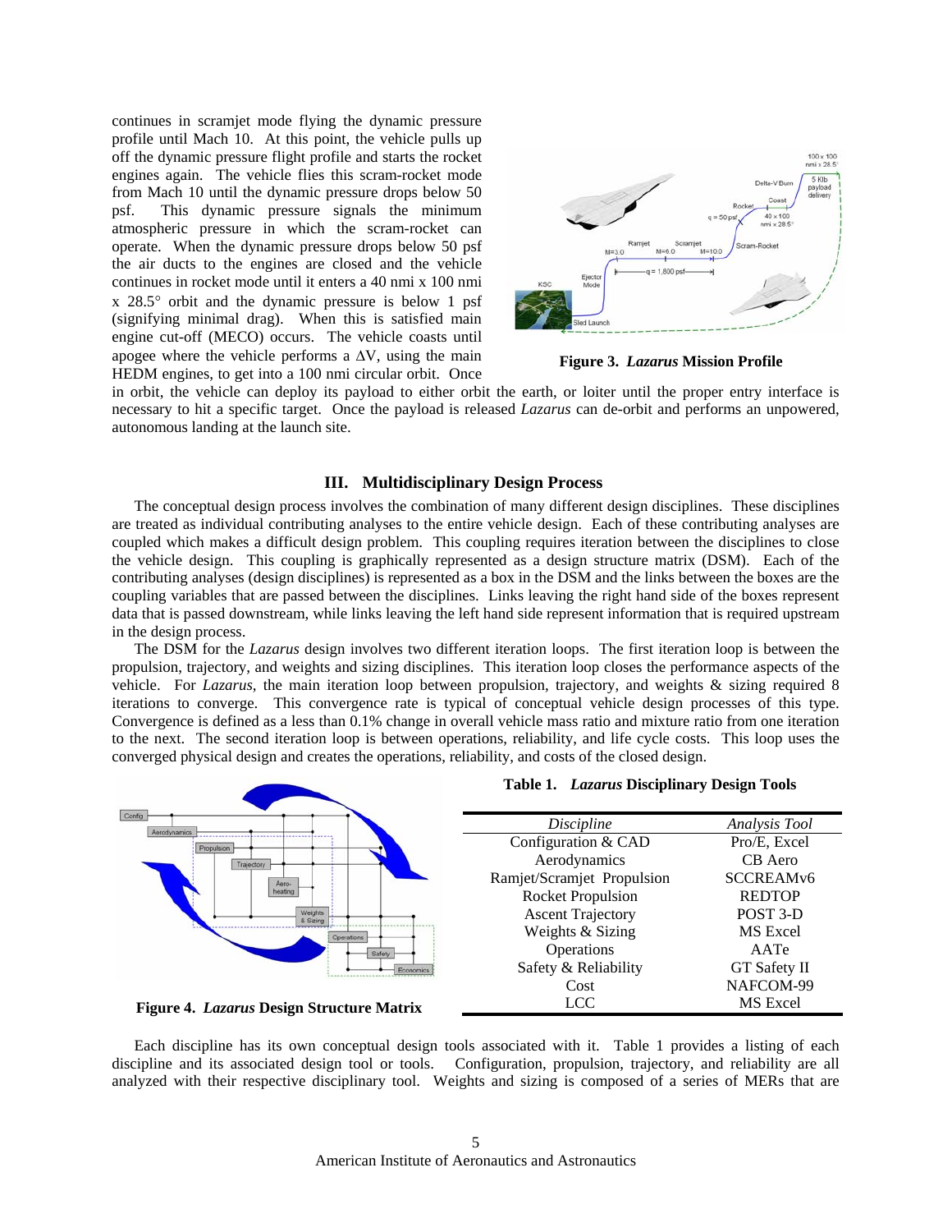continues in scramjet mode flying the dynamic pressure profile until Mach 10. At this point, the vehicle pulls up off the dynamic pressure flight profile and starts the rocket engines again. The vehicle flies this scram-rocket mode from Mach 10 until the dynamic pressure drops below 50 psf. This dynamic pressure signals the minimum atmospheric pressure in which the scram-rocket can operate. When the dynamic pressure drops below 50 psf the air ducts to the engines are closed and the vehicle continues in rocket mode until it enters a 40 nmi x 100 nmi x 28.5° orbit and the dynamic pressure is below 1 psf (signifying minimal drag). When this is satisfied main engine cut-off (MECO) occurs. The vehicle coasts until apogee where the vehicle performs a $\Delta V$, using the main HEDM engines, to get into a 100 nmi circular orbit. Once in orbit, the vehicle can deploy its payload to either orbit the earth, or loiter until the proper entry interface is necessary to hit a specific target. Once the payload is released *Lazarus* can de-orbit and performs an unpowered, autonomous landing at the launch site.

**Figure 3. *Lazarus* Mission Profile**

## III. Multidisciplinary Design Process

The conceptual design process involves the combination of many different design disciplines. These disciplines are treated as individual contributing analyses to the entire vehicle design. Each of these contributing analyses are coupled which makes a difficult design problem. This coupling requires iteration between the disciplines to close the vehicle design. This coupling is graphically represented as a design structure matrix (DSM). Each of the contributing analyses (design disciplines) is represented as a box in the DSM and the links between the boxes are the coupling variables that are passed between the disciplines. Links leaving the right hand side of the boxes represent data that is passed downstream, while links leaving the left hand side represent information that is required upstream in the design process.

The DSM for the *Lazarus* design involves two different iteration loops. The first iteration loop is between the propulsion, trajectory, and weights and sizing disciplines. This iteration loop closes the performance aspects of the vehicle. For *Lazarus*, the main iteration loop between propulsion, trajectory, and weights & sizing required 8 iterations to converge. This convergence rate is typical of conceptual vehicle design processes of this type. Convergence is defined as a less than 0.1% change in overall vehicle mass ratio and mixture ratio from one iteration to the next. The second iteration loop is between operations, reliability, and life cycle costs. This loop uses the converged physical design and creates the operations, reliability, and costs of the closed design.

**Figure 4. *Lazarus* Design Structure Matrix**

**Table 1. *Lazarus* Disciplinary Design Tools**

| *Discipline* | *Analysis Tool* |
|---|---|
| Configuration & CAD | Pro/E, Excel |
| Aerodynamics | CB Aero |
| Ramjet/Scramjet Propulsion | SCCREAMv6 |
| Rocket Propulsion | REDTOP |
| Ascent Trajectory | POST 3-D |
| Weights & Sizing | MS Excel |
| Operations | AATe |
| Safety & Reliability | GT Safety II |
| Cost | NAFCOM-99 |
| LCC | MS Excel |

Each discipline has its own conceptual design tools associated with it. Table 1 provides a listing of each discipline and its associated design tool or tools. Configuration, propulsion, trajectory, and reliability are all analyzed with their respective disciplinary tool. Weights and sizing is composed of a series of MERs that are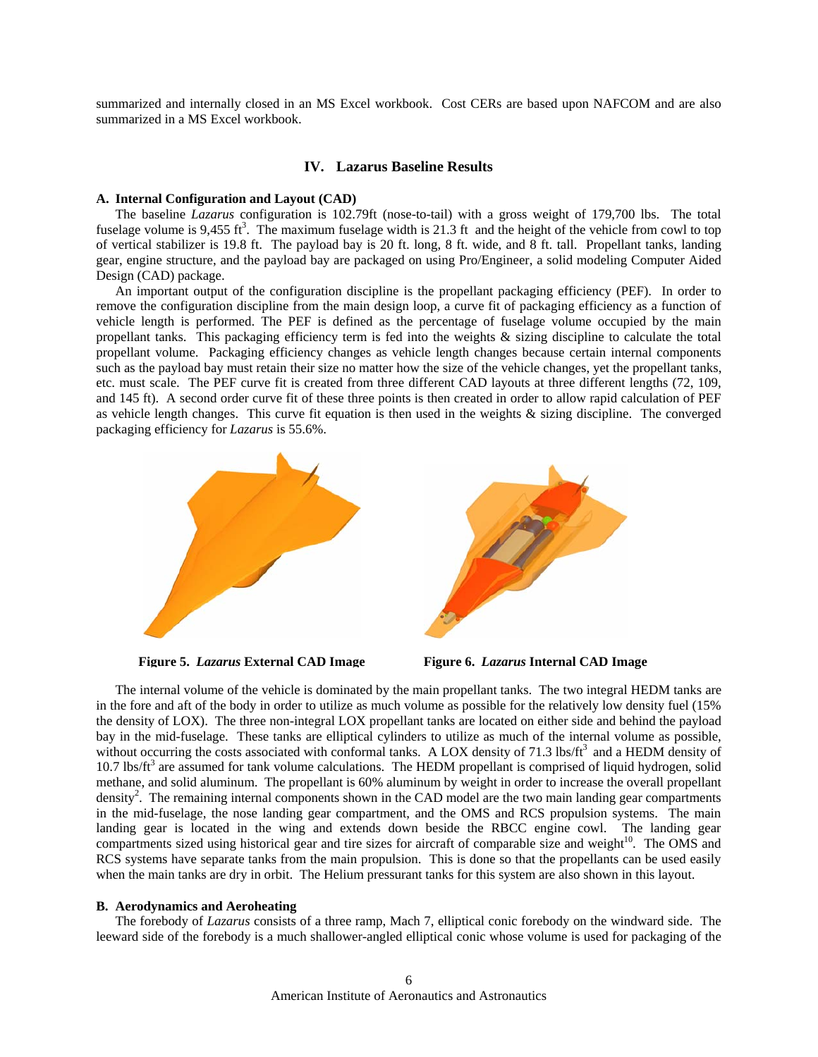summarized and internally closed in an MS Excel workbook. Cost CERs are based upon NAFCOM and are also summarized in a MS Excel workbook.

## IV. Lazarus Baseline Results

### A. Internal Configuration and Layout (CAD)

The baseline *Lazarus* configuration is 102.79ft (nose-to-tail) with a gross weight of 179,700 lbs. The total fuselage volume is 9,455 $ft^3$. The maximum fuselage width is 21.3 ft and the height of the vehicle from cowl to top of vertical stabilizer is 19.8 ft. The payload bay is 20 ft. long, 8 ft. wide, and 8 ft. tall. Propellant tanks, landing gear, engine structure, and the payload bay are packaged on using Pro/Engineer, a solid modeling Computer Aided Design (CAD) package.

An important output of the configuration discipline is the propellant packaging efficiency (PEF). In order to remove the configuration discipline from the main design loop, a curve fit of packaging efficiency as a function of vehicle length is performed. The PEF is defined as the percentage of fuselage volume occupied by the main propellant tanks. This packaging efficiency term is fed into the weights & sizing discipline to calculate the total propellant volume. Packaging efficiency changes as vehicle length changes because certain internal components such as the payload bay must retain their size no matter how the size of the vehicle changes, yet the propellant tanks, etc. must scale. The PEF curve fit is created from three different CAD layouts at three different lengths (72, 109, and 145 ft). A second order curve fit of these three points is then created in order to allow rapid calculation of PEF as vehicle length changes. This curve fit equation is then used in the weights & sizing discipline. The converged packaging efficiency for *Lazarus* is 55.6%.

**Figure 5.** ***Lazarus*** **External CAD Image**

**Figure 6.** ***Lazarus*** **Internal CAD Image**

The internal volume of the vehicle is dominated by the main propellant tanks. The two integral HEDM tanks are in the fore and aft of the body in order to utilize as much volume as possible for the relatively low density fuel (15% the density of LOX). The three non-integral LOX propellant tanks are located on either side and behind the payload bay in the mid-fuselage. These tanks are elliptical cylinders to utilize as much of the internal volume as possible, without occurring the costs associated with conformal tanks. A LOX density of 71.3 lbs/$ft^3$ and a HEDM density of 10.7 lbs/$ft^3$ are assumed for tank volume calculations. The HEDM propellant is comprised of liquid hydrogen, solid methane, and solid aluminum. The propellant is 60% aluminum by weight in order to increase the overall propellant density[2]. The remaining internal components shown in the CAD model are the two main landing gear compartments in the mid-fuselage, the nose landing gear compartment, and the OMS and RCS propulsion systems. The main landing gear is located in the wing and extends down beside the RBCC engine cowl. The landing gear compartments sized using historical gear and tire sizes for aircraft of comparable size and weight[10]. The OMS and RCS systems have separate tanks from the main propulsion. This is done so that the propellants can be used easily when the main tanks are dry in orbit. The Helium pressurant tanks for this system are also shown in this layout.

### B. Aerodynamics and Aeroheating

The forebody of *Lazarus* consists of a three ramp, Mach 7, elliptical conic forebody on the windward side. The leeward side of the forebody is a much shallower-angled elliptical conic whose volume is used for packaging of the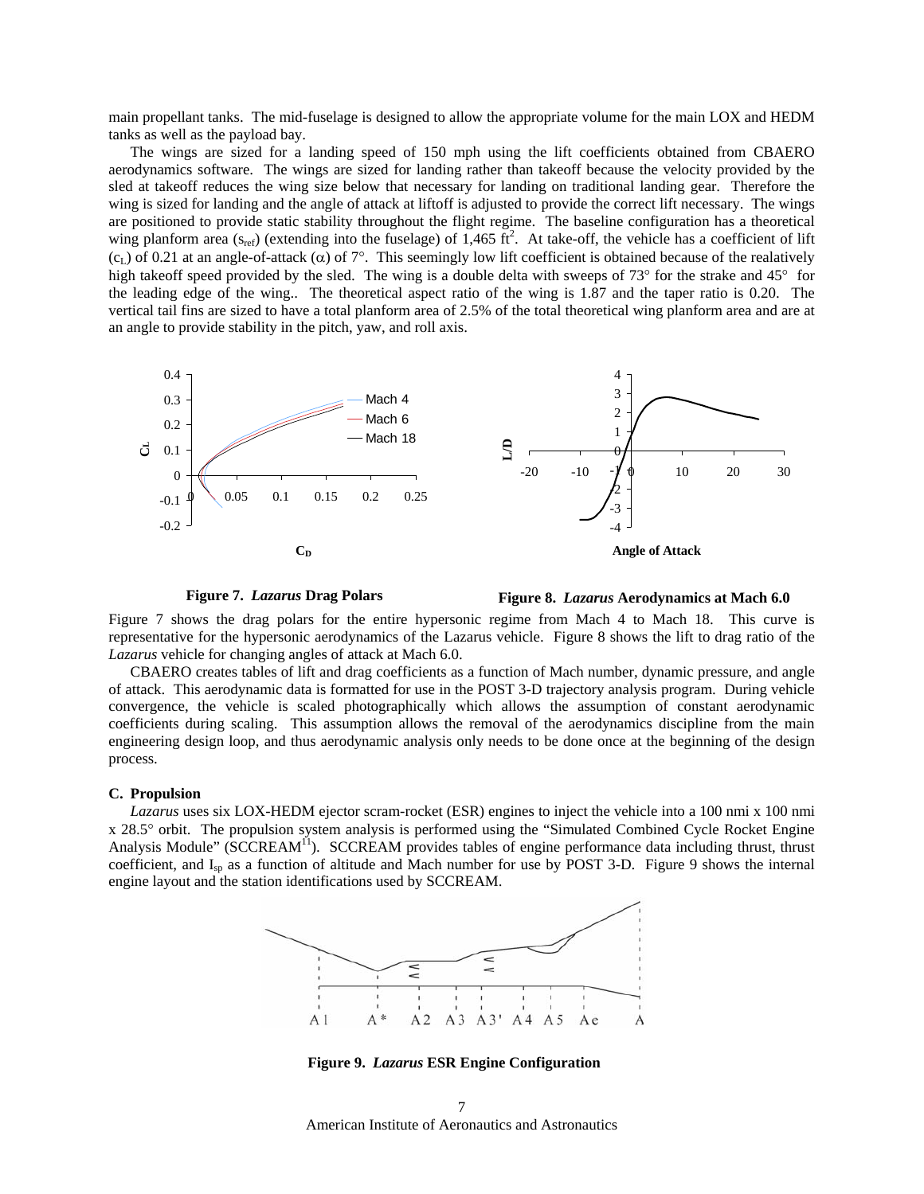main propellant tanks. The mid-fuselage is designed to allow the appropriate volume for the main LOX and HEDM tanks as well as the payload bay.

The wings are sized for a landing speed of 150 mph using the lift coefficients obtained from CBAERO aerodynamics software. The wings are sized for landing rather than takeoff because the velocity provided by the sled at takeoff reduces the wing size below that necessary for landing on traditional landing gear. Therefore the wing is sized for landing and the angle of attack at liftoff is adjusted to provide the correct lift necessary. The wings are positioned to provide static stability throughout the flight regime. The baseline configuration has a theoretical wing planform area ($s_{ref}$) (extending into the fuselage) of 1,465 ft$^2$. At take-off, the vehicle has a coefficient of lift ($c_L$) of 0.21 at an angle-of-attack ($\alpha$) of 7°. This seemingly low lift coefficient is obtained because of the realatively high takeoff speed provided by the sled. The wing is a double delta with sweeps of 73° for the strake and 45° for the leading edge of the wing.. The theoretical aspect ratio of the wing is 1.87 and the taper ratio is 0.20. The vertical tail fins are sized to have a total planform area of 2.5% of the total theoretical wing planform area and are at an angle to provide stability in the pitch, yaw, and roll axis.

**Figure 7.** ***Lazarus*** **Drag Polars**

**Figure 8.** ***Lazarus*** **Aerodynamics at Mach 6.0**

Figure 7 shows the drag polars for the entire hypersonic regime from Mach 4 to Mach 18. This curve is representative for the hypersonic aerodynamics of the Lazarus vehicle. Figure 8 shows the lift to drag ratio of the *Lazarus* vehicle for changing angles of attack at Mach 6.0.

CBAERO creates tables of lift and drag coefficients as a function of Mach number, dynamic pressure, and angle of attack. This aerodynamic data is formatted for use in the POST 3-D trajectory analysis program. During vehicle convergence, the vehicle is scaled photographically which allows the assumption of constant aerodynamic coefficients during scaling. This assumption allows the removal of the aerodynamics discipline from the main engineering design loop, and thus aerodynamic analysis only needs to be done once at the beginning of the design process.

### C. Propulsion

*Lazarus* uses six LOX-HEDM ejector scram-rocket (ESR) engines to inject the vehicle into a 100 nmi x 100 nmi x 28.5° orbit. The propulsion system analysis is performed using the "Simulated Combined Cycle Rocket Engine Analysis Module" (SCCREAM[11]). SCCREAM provides tables of engine performance data including thrust, thrust coefficient, and $I_{sp}$ as a function of altitude and Mach number for use by POST 3-D. Figure 9 shows the internal engine layout and the station identifications used by SCCREAM.

**Figure 9.** ***Lazarus*** **ESR Engine Configuration**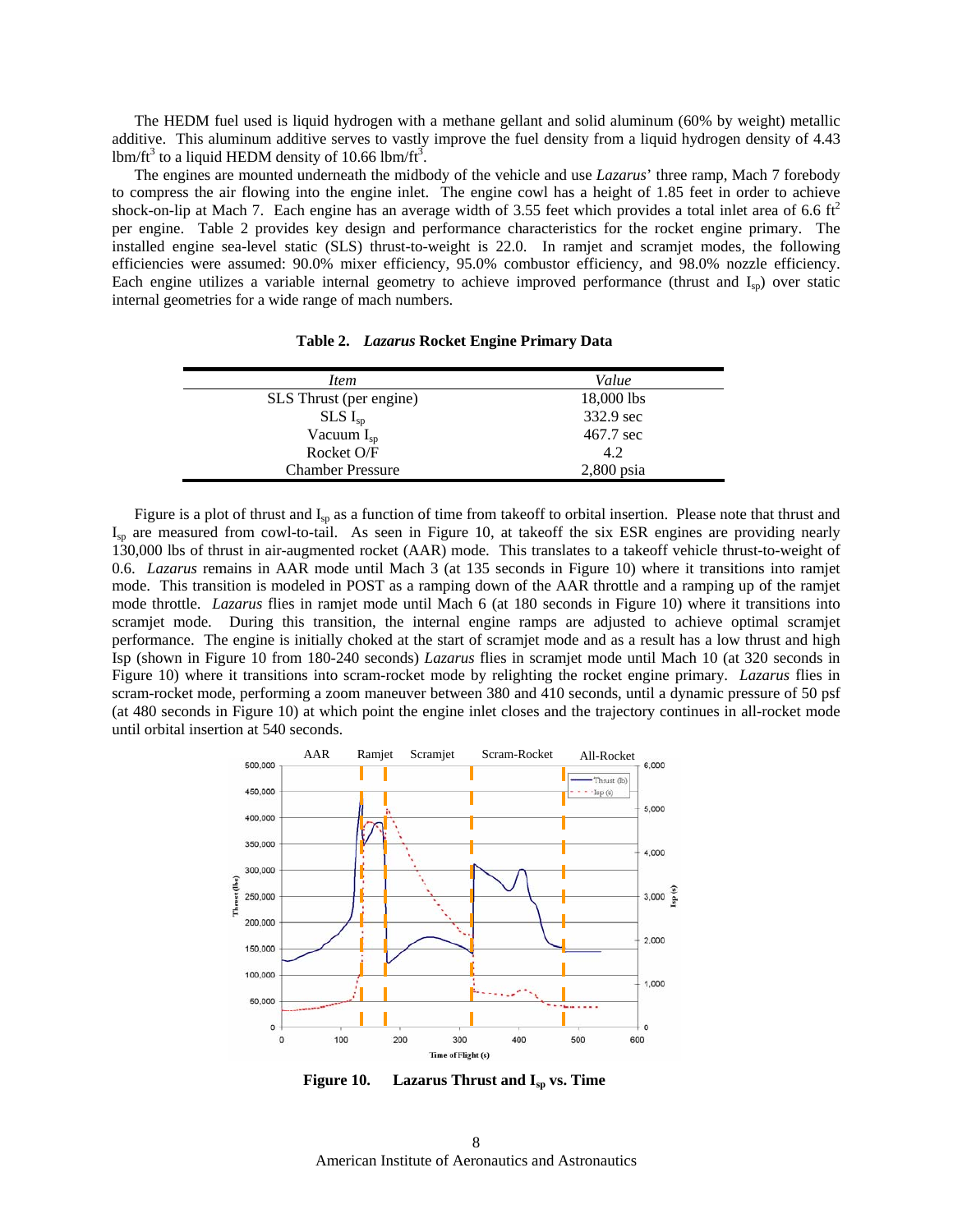The HEDM fuel used is liquid hydrogen with a methane gellant and solid aluminum (60% by weight) metallic additive. This aluminum additive serves to vastly improve the fuel density from a liquid hydrogen density of 4.43 lbm/ft$^3$ to a liquid HEDM density of 10.66 lbm/ft$^3$.

The engines are mounted underneath the midbody of the vehicle and use *Lazarus*' three ramp, Mach 7 forebody to compress the air flowing into the engine inlet. The engine cowl has a height of 1.85 feet in order to achieve shock-on-lip at Mach 7. Each engine has an average width of 3.55 feet which provides a total inlet area of 6.6 ft$^2$ per engine. Table 2 provides key design and performance characteristics for the rocket engine primary. The installed engine sea-level static (SLS) thrust-to-weight is 22.0. In ramjet and scramjet modes, the following efficiencies were assumed: 90.0% mixer efficiency, 95.0% combustor efficiency, and 98.0% nozzle efficiency. Each engine utilizes a variable internal geometry to achieve improved performance (thrust and $I_{sp}$) over static internal geometries for a wide range of mach numbers.

**Table 2. *Lazarus* Rocket Engine Primary Data**

| *Item* | *Value* |
|---|---|
| SLS Thrust (per engine) | 18,000 lbs |
| SLS $I_{sp}$ | 332.9 sec |
| Vacuum $I_{sp}$ | 467.7 sec |
| Rocket O/F | 4.2 |
| Chamber Pressure | 2,800 psia |

Figure is a plot of thrust and $I_{sp}$ as a function of time from takeoff to orbital insertion. Please note that thrust and $I_{sp}$ are measured from cowl-to-tail. As seen in Figure 10, at takeoff the six ESR engines are providing nearly 130,000 lbs of thrust in air-augmented rocket (AAR) mode. This translates to a takeoff vehicle thrust-to-weight of 0.6. *Lazarus* remains in AAR mode until Mach 3 (at 135 seconds in Figure 10) where it transitions into ramjet mode. This transition is modeled in POST as a ramping down of the AAR throttle and a ramping up of the ramjet mode throttle. *Lazarus* flies in ramjet mode until Mach 6 (at 180 seconds in Figure 10) where it transitions into scramjet mode. During this transition, the internal engine ramps are adjusted to achieve optimal scramjet performance. The engine is initially choked at the start of scramjet mode and as a result has a low thrust and high Isp (shown in Figure 10 from 180-240 seconds) *Lazarus* flies in scramjet mode until Mach 10 (at 320 seconds in Figure 10) where it transitions into scram-rocket mode by relighting the rocket engine primary. *Lazarus* flies in scram-rocket mode, performing a zoom maneuver between 380 and 410 seconds, until a dynamic pressure of 50 psf (at 480 seconds in Figure 10) at which point the engine inlet closes and the trajectory continues in all-rocket mode until orbital insertion at 540 seconds.

**Figure 10. Lazarus Thrust and $I_{sp}$ vs. Time**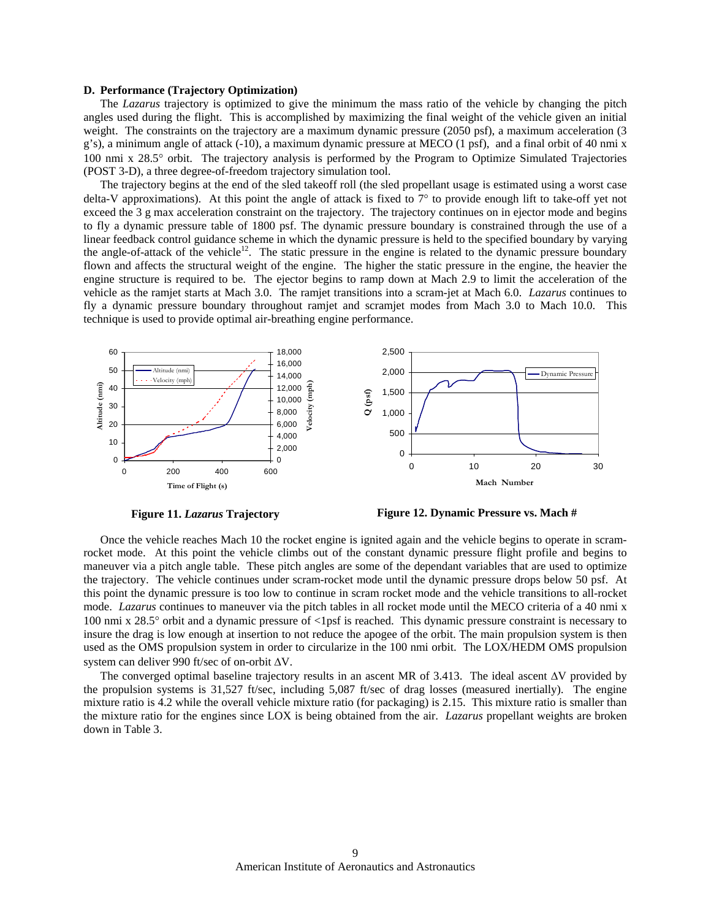### D. Performance (Trajectory Optimization)

The *Lazarus* trajectory is optimized to give the minimum the mass ratio of the vehicle by changing the pitch angles used during the flight. This is accomplished by maximizing the final weight of the vehicle given an initial weight. The constraints on the trajectory are a maximum dynamic pressure (2050 psf), a maximum acceleration (3 g's), a minimum angle of attack (-10), a maximum dynamic pressure at MECO (1 psf), and a final orbit of 40 nmi x 100 nmi x 28.5° orbit. The trajectory analysis is performed by the Program to Optimize Simulated Trajectories (POST 3-D), a three degree-of-freedom trajectory simulation tool.

The trajectory begins at the end of the sled takeoff roll (the sled propellant usage is estimated using a worst case delta-V approximations). At this point the angle of attack is fixed to 7° to provide enough lift to take-off yet not exceed the 3 g max acceleration constraint on the trajectory. The trajectory continues on in ejector mode and begins to fly a dynamic pressure table of 1800 psf. The dynamic pressure boundary is constrained through the use of a linear feedback control guidance scheme in which the dynamic pressure is held to the specified boundary by varying the angle-of-attack of the vehicle[12]. The static pressure in the engine is related to the dynamic pressure boundary flown and affects the structural weight of the engine. The higher the static pressure in the engine, the heavier the engine structure is required to be. The ejector begins to ramp down at Mach 2.9 to limit the acceleration of the vehicle as the ramjet starts at Mach 3.0. The ramjet transitions into a scram-jet at Mach 6.0. *Lazarus* continues to fly a dynamic pressure boundary throughout ramjet and scramjet modes from Mach 3.0 to Mach 10.0. This technique is used to provide optimal air-breathing engine performance.

**Figure 11. *Lazarus* Trajectory**

**Figure 12. Dynamic Pressure vs. Mach #**

Once the vehicle reaches Mach 10 the rocket engine is ignited again and the vehicle begins to operate in scram-rocket mode. At this point the vehicle climbs out of the constant dynamic pressure flight profile and begins to maneuver via a pitch angle table. These pitch angles are some of the dependant variables that are used to optimize the trajectory. The vehicle continues under scram-rocket mode until the dynamic pressure drops below 50 psf. At this point the dynamic pressure is too low to continue in scram rocket mode and the vehicle transitions to all-rocket mode. *Lazarus* continues to maneuver via the pitch tables in all rocket mode until the MECO criteria of a 40 nmi x 100 nmi x 28.5° orbit and a dynamic pressure of <1psf is reached. This dynamic pressure constraint is necessary to insure the drag is low enough at insertion to not reduce the apogee of the orbit. The main propulsion system is then used as the OMS propulsion system in order to circularize in the 100 nmi orbit. The LOX/HEDM OMS propulsion system can deliver 990 ft/sec of on-orbit $\Delta$V.

The converged optimal baseline trajectory results in an ascent MR of 3.413. The ideal ascent $\Delta$V provided by the propulsion systems is 31,527 ft/sec, including 5,087 ft/sec of drag losses (measured inertially). The engine mixture ratio is 4.2 while the overall vehicle mixture ratio (for packaging) is 2.15. This mixture ratio is smaller than the mixture ratio for the engines since LOX is being obtained from the air. *Lazarus* propellant weights are broken down in Table 3.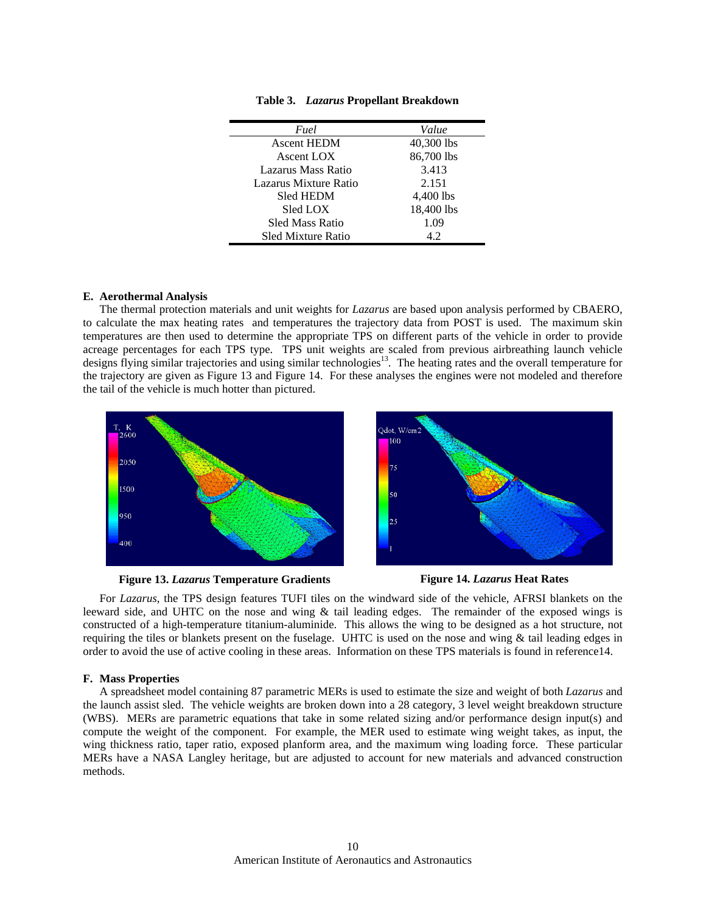**Table 3. *Lazarus* Propellant Breakdown**

| *Fuel* | *Value* |
|---|---|
| Ascent HEDM | 40,300 lbs |
| Ascent LOX | 86,700 lbs |
| Lazarus Mass Ratio | 3.413 |
| Lazarus Mixture Ratio | 2.151 |
| Sled HEDM | 4,400 lbs |
| Sled LOX | 18,400 lbs |
| Sled Mass Ratio | 1.09 |
| Sled Mixture Ratio | 4.2 |

### E. Aerothermal Analysis

The thermal protection materials and unit weights for *Lazarus* are based upon analysis performed by CBAERO, to calculate the max heating rates and temperatures the trajectory data from POST is used. The maximum skin temperatures are then used to determine the appropriate TPS on different parts of the vehicle in order to provide acreage percentages for each TPS type. TPS unit weights are scaled from previous airbreathing launch vehicle designs flying similar trajectories and using similar technologies[13]. The heating rates and the overall temperature for the trajectory are given as Figure 13 and Figure 14. For these analyses the engines were not modeled and therefore the tail of the vehicle is much hotter than pictured.

**Figure 13. *Lazarus* Temperature Gradients**

**Figure 14. *Lazarus* Heat Rates**

For *Lazarus*, the TPS design features TUFI tiles on the windward side of the vehicle, AFRSI blankets on the leeward side, and UHTC on the nose and wing & tail leading edges. The remainder of the exposed wings is constructed of a high-temperature titanium-aluminide. This allows the wing to be designed as a hot structure, not requiring the tiles or blankets present on the fuselage. UHTC is used on the nose and wing & tail leading edges in order to avoid the use of active cooling in these areas. Information on these TPS materials is found in reference14.

### F. Mass Properties

A spreadsheet model containing 87 parametric MERs is used to estimate the size and weight of both *Lazarus* and the launch assist sled. The vehicle weights are broken down into a 28 category, 3 level weight breakdown structure (WBS). MERs are parametric equations that take in some related sizing and/or performance design input(s) and compute the weight of the component. For example, the MER used to estimate wing weight takes, as input, the wing thickness ratio, taper ratio, exposed planform area, and the maximum wing loading force. These particular MERs have a NASA Langley heritage, but are adjusted to account for new materials and advanced construction methods.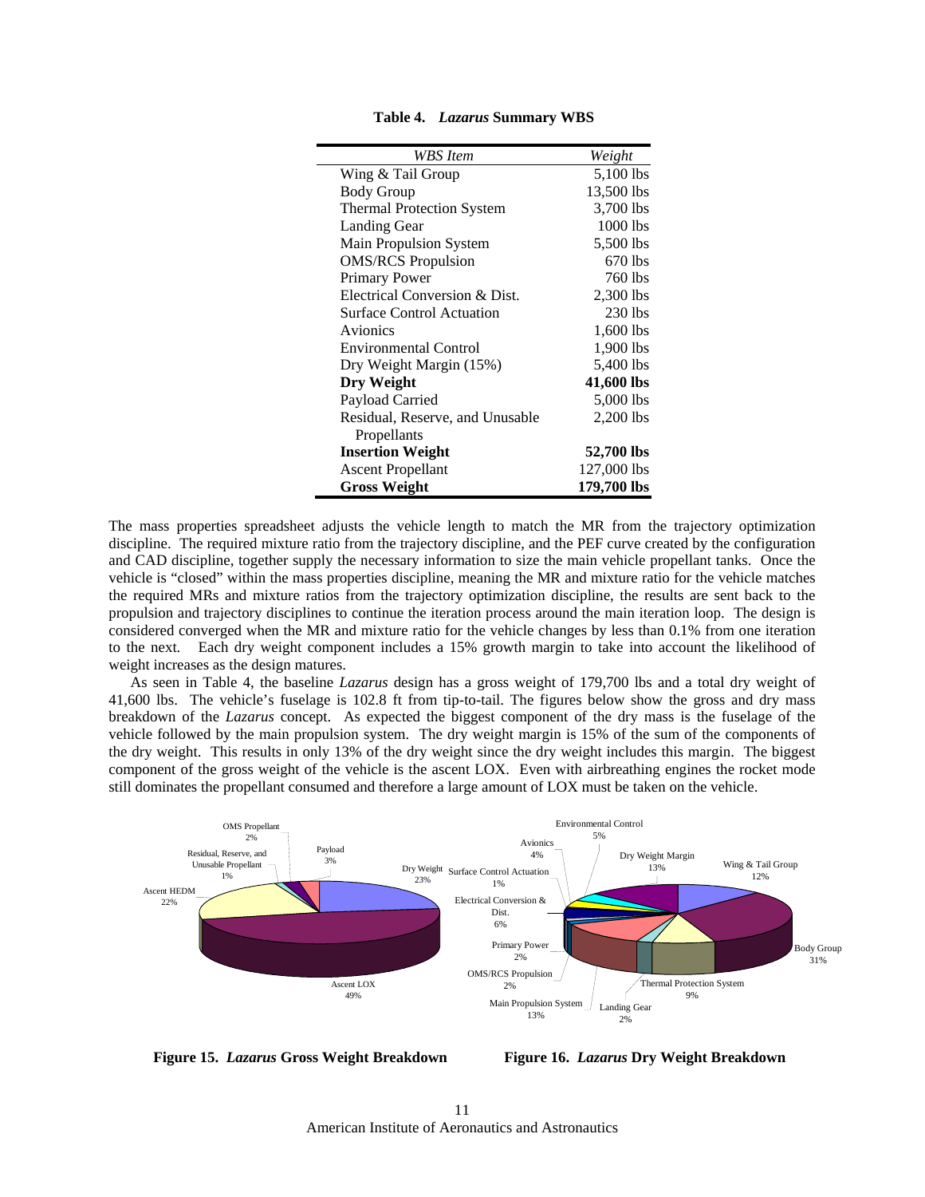**Table 4. *Lazarus* Summary WBS**

| *WBS Item* | *Weight* |
|---|---|
| Wing & Tail Group | 5,100 lbs |
| Body Group | 13,500 lbs |
| Thermal Protection System | 3,700 lbs |
| Landing Gear | 1000 lbs |
| Main Propulsion System | 5,500 lbs |
| OMS/RCS Propulsion | 670 lbs |
| Primary Power | 760 lbs |
| Electrical Conversion & Dist. | 2,300 lbs |
| Surface Control Actuation | 230 lbs |
| Avionics | 1,600 lbs |
| Environmental Control | 1,900 lbs |
| Dry Weight Margin (15%) | 5,400 lbs |
| **Dry Weight** | **41,600 lbs** |
| Payload Carried | 5,000 lbs |
| Residual, Reserve, and Unusable Propellants | 2,200 lbs |
| **Insertion Weight** | **52,700 lbs** |
| Ascent Propellant | 127,000 lbs |
| **Gross Weight** | **179,700 lbs** |

The mass properties spreadsheet adjusts the vehicle length to match the MR from the trajectory optimization discipline. The required mixture ratio from the trajectory discipline, and the PEF curve created by the configuration and CAD discipline, together supply the necessary information to size the main vehicle propellant tanks. Once the vehicle is "closed" within the mass properties discipline, meaning the MR and mixture ratio for the vehicle matches the required MRs and mixture ratios from the trajectory optimization discipline, the results are sent back to the propulsion and trajectory disciplines to continue the iteration process around the main iteration loop. The design is considered converged when the MR and mixture ratio for the vehicle changes by less than 0.1% from one iteration to the next. Each dry weight component includes a 15% growth margin to take into account the likelihood of weight increases as the design matures.

As seen in Table 4, the baseline *Lazarus* design has a gross weight of 179,700 lbs and a total dry weight of 41,600 lbs. The vehicle's fuselage is 102.8 ft from tip-to-tail. The figures below show the gross and dry mass breakdown of the *Lazarus* concept. As expected the biggest component of the dry mass is the fuselage of the vehicle followed by the main propulsion system. The dry weight margin is 15% of the sum of the components of the dry weight. This results in only 13% of the dry weight since the dry weight includes this margin. The biggest component of the gross weight of the vehicle is the ascent LOX. Even with airbreathing engines the rocket mode still dominates the propellant consumed and therefore a large amount of LOX must be taken on the vehicle.

**Figure 15. *Lazarus* Gross Weight Breakdown**

**Figure 16. *Lazarus* Dry Weight Breakdown**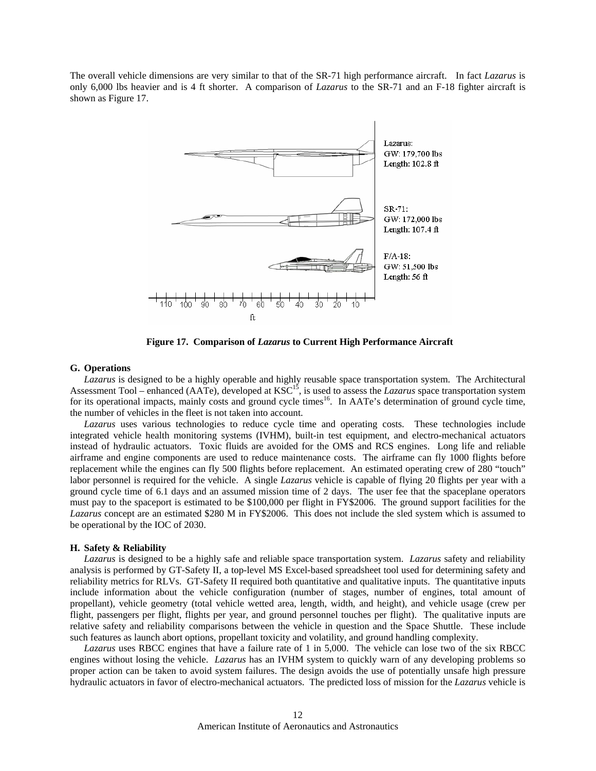The overall vehicle dimensions are very similar to that of the SR-71 high performance aircraft. In fact *Lazarus* is only 6,000 lbs heavier and is 4 ft shorter. A comparison of *Lazarus* to the SR-71 and an F-18 fighter aircraft is shown as Figure 17.

Lazarus: GW: 179,700 lbs Length: 102.8 ft

SR-71: GW: 172,000 lbs Length: 107.4 ft

F/A-18: GW: 51,500 lbs Length: 56 ft

**Figure 17. Comparison of *Lazarus* to Current High Performance Aircraft**

### G. Operations

*Lazarus* is designed to be a highly operable and highly reusable space transportation system. The Architectural Assessment Tool – enhanced (AATe), developed at KSC[15], is used to assess the *Lazarus* space transportation system for its operational impacts, mainly costs and ground cycle times[16]. In AATe's determination of ground cycle time, the number of vehicles in the fleet is not taken into account.

*Lazarus* uses various technologies to reduce cycle time and operating costs. These technologies include integrated vehicle health monitoring systems (IVHM), built-in test equipment, and electro-mechanical actuators instead of hydraulic actuators. Toxic fluids are avoided for the OMS and RCS engines. Long life and reliable airframe and engine components are used to reduce maintenance costs. The airframe can fly 1000 flights before replacement while the engines can fly 500 flights before replacement. An estimated operating crew of 280 "touch" labor personnel is required for the vehicle. A single *Lazarus* vehicle is capable of flying 20 flights per year with a ground cycle time of 6.1 days and an assumed mission time of 2 days. The user fee that the spaceplane operators must pay to the spaceport is estimated to be $100,000 per flight in FY$2006. The ground support facilities for the *Lazarus* concept are an estimated $280 M in FY$2006. This does not include the sled system which is assumed to be operational by the IOC of 2030.

### H. Safety & Reliability

*Lazarus* is designed to be a highly safe and reliable space transportation system. *Lazarus* safety and reliability analysis is performed by GT-Safety II, a top-level MS Excel-based spreadsheet tool used for determining safety and reliability metrics for RLVs. GT-Safety II required both quantitative and qualitative inputs. The quantitative inputs include information about the vehicle configuration (number of stages, number of engines, total amount of propellant), vehicle geometry (total vehicle wetted area, length, width, and height), and vehicle usage (crew per flight, passengers per flight, flights per year, and ground personnel touches per flight). The qualitative inputs are relative safety and reliability comparisons between the vehicle in question and the Space Shuttle. These include such features as launch abort options, propellant toxicity and volatility, and ground handling complexity.

*Lazarus* uses RBCC engines that have a failure rate of 1 in 5,000. The vehicle can lose two of the six RBCC engines without losing the vehicle. *Lazarus* has an IVHM system to quickly warn of any developing problems so proper action can be taken to avoid system failures. The design avoids the use of potentially unsafe high pressure hydraulic actuators in favor of electro-mechanical actuators. The predicted loss of mission for the *Lazarus* vehicle is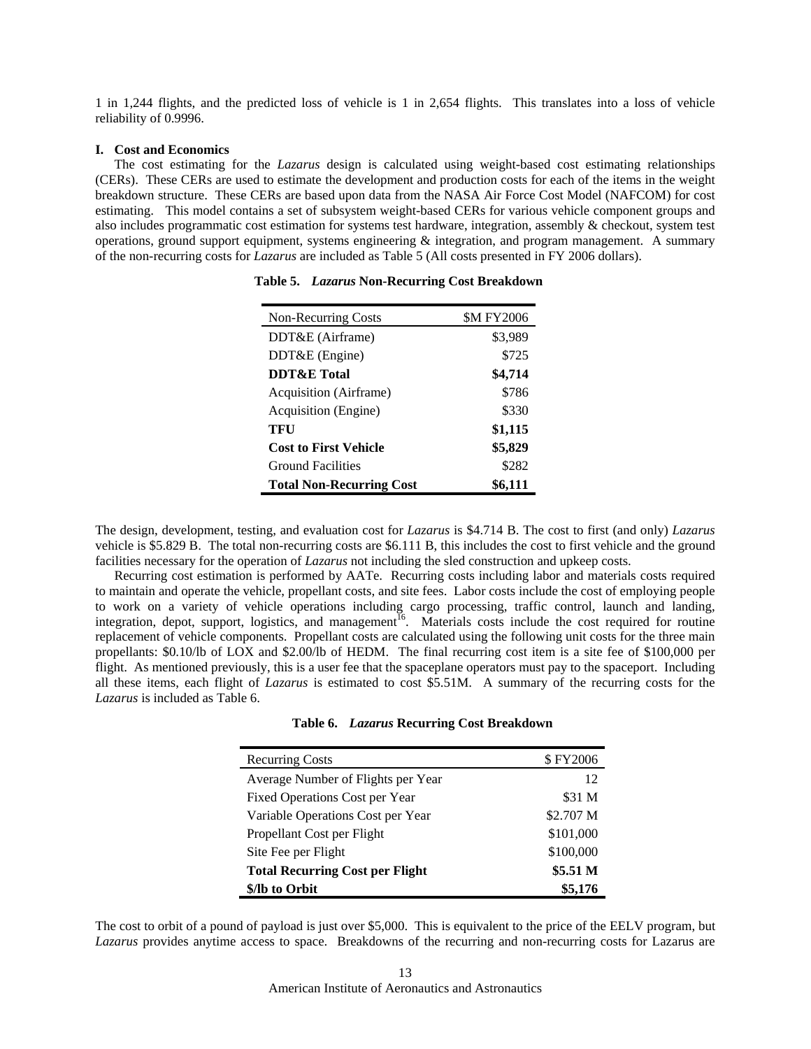1 in 1,244 flights, and the predicted loss of vehicle is 1 in 2,654 flights. This translates into a loss of vehicle reliability of 0.9996.

### I. Cost and Economics

The cost estimating for the *Lazarus* design is calculated using weight-based cost estimating relationships (CERs). These CERs are used to estimate the development and production costs for each of the items in the weight breakdown structure. These CERs are based upon data from the NASA Air Force Cost Model (NAFCOM) for cost estimating. This model contains a set of subsystem weight-based CERs for various vehicle component groups and also includes programmatic cost estimation for systems test hardware, integration, assembly & checkout, system test operations, ground support equipment, systems engineering & integration, and program management. A summary of the non-recurring costs for *Lazarus* are included as Table 5 (All costs presented in FY 2006 dollars).

**Table 5. *Lazarus* Non-Recurring Cost Breakdown**

| Non-Recurring Costs | $M FY2006 |
|---|---:|
| DDT&E (Airframe) | $3,989 |
| DDT&E (Engine) | $725 |
| **DDT&E Total** | **$4,714** |
| Acquisition (Airframe) | $786 |
| Acquisition (Engine) | $330 |
| **TFU** | **$1,115** |
| **Cost to First Vehicle** | **$5,829** |
| Ground Facilities | $282 |
| **Total Non-Recurring Cost** | **$6,111** |

The design, development, testing, and evaluation cost for *Lazarus* is $4.714 B. The cost to first (and only) *Lazarus* vehicle is $5.829 B. The total non-recurring costs are $6.111 B, this includes the cost to first vehicle and the ground facilities necessary for the operation of *Lazarus* not including the sled construction and upkeep costs.

Recurring cost estimation is performed by AATe. Recurring costs including labor and materials costs required to maintain and operate the vehicle, propellant costs, and site fees. Labor costs include the cost of employing people to work on a variety of vehicle operations including cargo processing, traffic control, launch and landing, integration, depot, support, logistics, and management[16]. Materials costs include the cost required for routine replacement of vehicle components. Propellant costs are calculated using the following unit costs for the three main propellants: $0.10/lb of LOX and $2.00/lb of HEDM. The final recurring cost item is a site fee of $100,000 per flight. As mentioned previously, this is a user fee that the spaceplane operators must pay to the spaceport. Including all these items, each flight of *Lazarus* is estimated to cost $5.51M. A summary of the recurring costs for the *Lazarus* is included as Table 6.

**Table 6. *Lazarus* Recurring Cost Breakdown**

| Recurring Costs | $ FY2006 |
|---|---:|
| Average Number of Flights per Year | 12 |
| Fixed Operations Cost per Year | $31 M |
| Variable Operations Cost per Year | $2.707 M |
| Propellant Cost per Flight | $101,000 |
| Site Fee per Flight | $100,000 |
| **Total Recurring Cost per Flight** | **$5.51 M** |
| **$/lb to Orbit** | **$5,176** |

The cost to orbit of a pound of payload is just over $5,000. This is equivalent to the price of the EELV program, but *Lazarus* provides anytime access to space. Breakdowns of the recurring and non-recurring costs for Lazarus are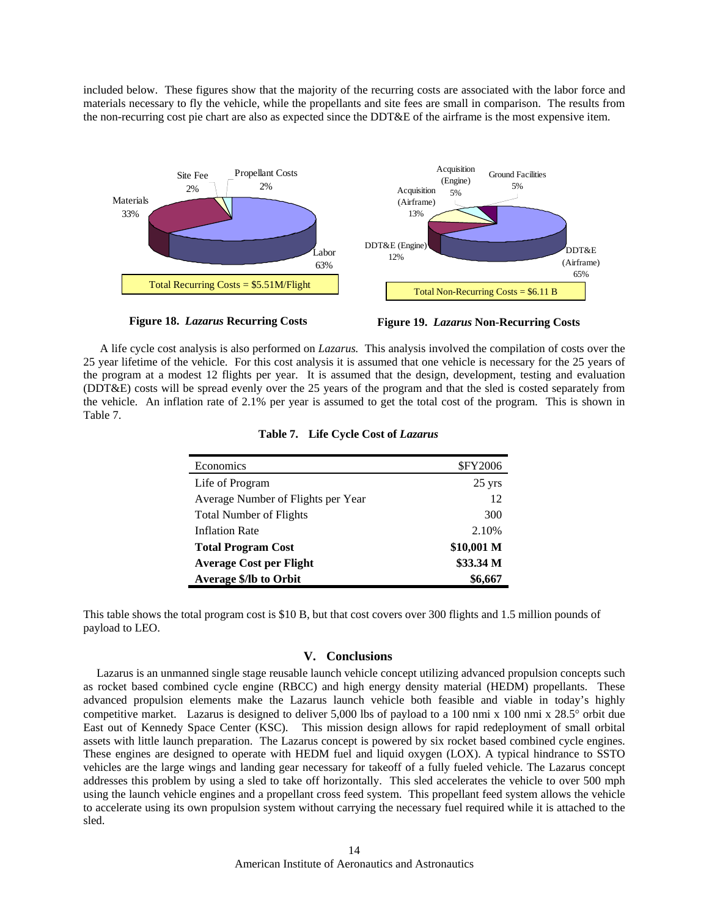included below. These figures show that the majority of the recurring costs are associated with the labor force and materials necessary to fly the vehicle, while the propellants and site fees are small in comparison. The results from the non-recurring cost pie chart are also as expected since the DDT&E of the airframe is the most expensive item.

**Figure 18.** ***Lazarus*** **Recurring Costs**

**Figure 19.** ***Lazarus*** **Non-Recurring Costs**

A life cycle cost analysis is also performed on *Lazarus.* This analysis involved the compilation of costs over the 25 year lifetime of the vehicle. For this cost analysis it is assumed that one vehicle is necessary for the 25 years of the program at a modest 12 flights per year. It is assumed that the design, development, testing and evaluation (DDT&E) costs will be spread evenly over the 25 years of the program and that the sled is costed separately from the vehicle. An inflation rate of 2.1% per year is assumed to get the total cost of the program. This is shown in Table 7.

**Table 7. Life Cycle Cost of *Lazarus***

| Economics | $FY2006 |
|---|---|
| Life of Program | 25 yrs |
| Average Number of Flights per Year | 12 |
| Total Number of Flights | 300 |
| Inflation Rate | 2.10% |
| **Total Program Cost** | **$10,001 M** |
| **Average Cost per Flight** | **$33.34 M** |
| **Average $/lb to Orbit** | **$6,667** |

This table shows the total program cost is $10 B, but that cost covers over 300 flights and 1.5 million pounds of payload to LEO.

## V. Conclusions

Lazarus is an unmanned single stage reusable launch vehicle concept utilizing advanced propulsion concepts such as rocket based combined cycle engine (RBCC) and high energy density material (HEDM) propellants. These advanced propulsion elements make the Lazarus launch vehicle both feasible and viable in today's highly competitive market. Lazarus is designed to deliver 5,000 lbs of payload to a 100 nmi x 100 nmi x 28.5° orbit due East out of Kennedy Space Center (KSC). This mission design allows for rapid redeployment of small orbital assets with little launch preparation. The Lazarus concept is powered by six rocket based combined cycle engines. These engines are designed to operate with HEDM fuel and liquid oxygen (LOX). A typical hindrance to SSTO vehicles are the large wings and landing gear necessary for takeoff of a fully fueled vehicle. The Lazarus concept addresses this problem by using a sled to take off horizontally. This sled accelerates the vehicle to over 500 mph using the launch vehicle engines and a propellant cross feed system. This propellant feed system allows the vehicle to accelerate using its own propulsion system without carrying the necessary fuel required while it is attached to the sled.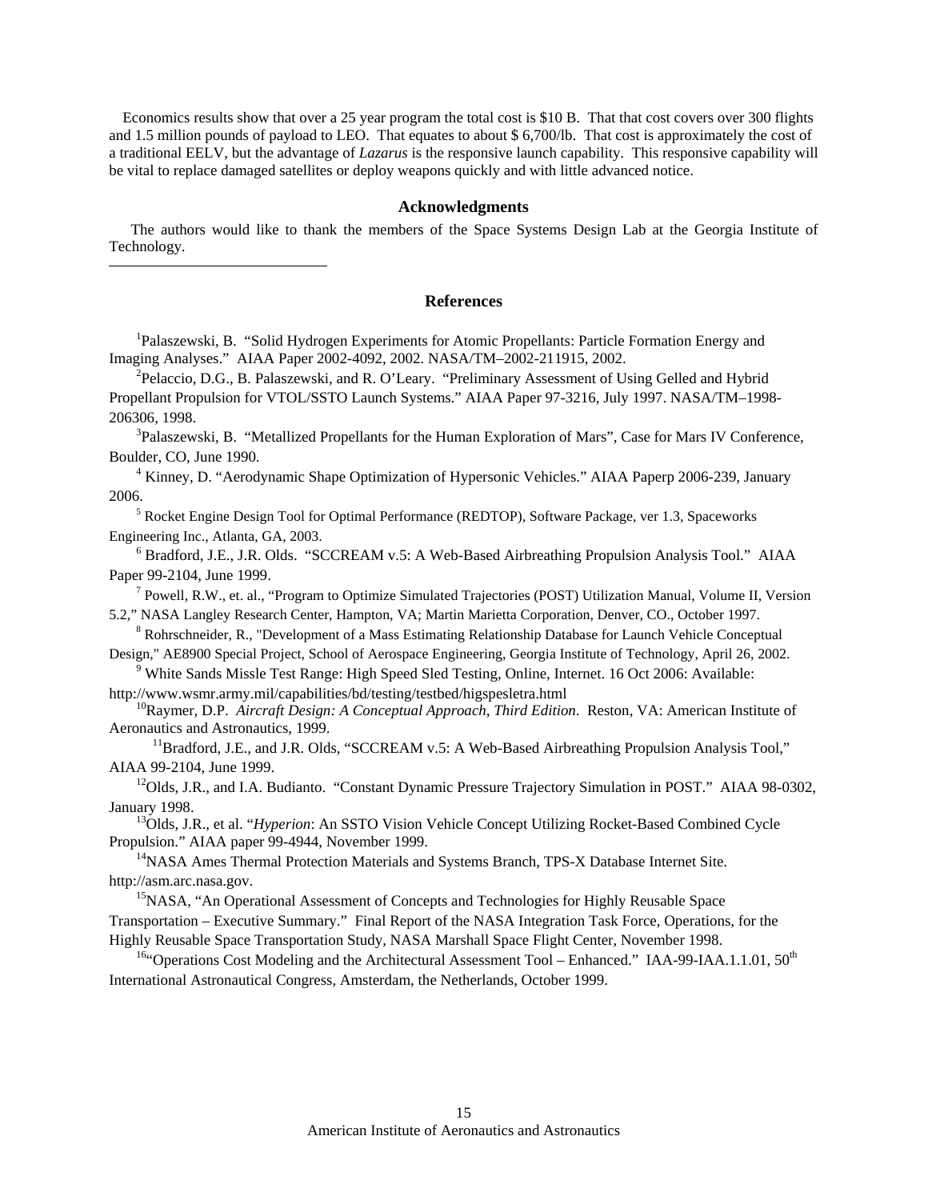Economics results show that over a 25 year program the total cost is $10 B. That that cost covers over 300 flights and 1.5 million pounds of payload to LEO. That equates to about $ 6,700/lb. That cost is approximately the cost of a traditional EELV, but the advantage of *Lazarus* is the responsive launch capability. This responsive capability will be vital to replace damaged satellites or deploy weapons quickly and with little advanced notice.

## Acknowledgments

The authors would like to thank the members of the Space Systems Design Lab at the Georgia Institute of Technology.

## References

[1] Palaszewski, B. "Solid Hydrogen Experiments for Atomic Propellants: Particle Formation Energy and Imaging Analyses." AIAA Paper 2002-4092, 2002. NASA/TM–2002-211915, 2002.

[2] Pelaccio, D.G., B. Palaszewski, and R. O'Leary. "Preliminary Assessment of Using Gelled and Hybrid Propellant Propulsion for VTOL/SSTO Launch Systems." AIAA Paper 97-3216, July 1997. NASA/TM–1998-206306, 1998.

[3] Palaszewski, B. "Metallized Propellants for the Human Exploration of Mars", Case for Mars IV Conference, Boulder, CO, June 1990.

[4] Kinney, D. "Aerodynamic Shape Optimization of Hypersonic Vehicles." AIAA Paperp 2006-239, January 2006.

[5] Rocket Engine Design Tool for Optimal Performance (REDTOP), Software Package, ver 1.3, Spaceworks Engineering Inc., Atlanta, GA, 2003.

[6] Bradford, J.E., J.R. Olds. "SCCREAM v.5: A Web-Based Airbreathing Propulsion Analysis Tool." AIAA Paper 99-2104, June 1999.

[7] Powell, R.W., et. al., "Program to Optimize Simulated Trajectories (POST) Utilization Manual, Volume II, Version 5.2," NASA Langley Research Center, Hampton, VA; Martin Marietta Corporation, Denver, CO., October 1997.

[8] Rohrschneider, R., "Development of a Mass Estimating Relationship Database for Launch Vehicle Conceptual Design," AE8900 Special Project, School of Aerospace Engineering, Georgia Institute of Technology, April 26, 2002.

[9] White Sands Missle Test Range: High Speed Sled Testing, Online, Internet. 16 Oct 2006: Available: http://www.wsmr.army.mil/capabilities/bd/testing/testbed/higspesletra.html

[10] Raymer, D.P. *Aircraft Design: A Conceptual Approach, Third Edition*. Reston, VA: American Institute of Aeronautics and Astronautics, 1999.

[11] Bradford, J.E., and J.R. Olds, "SCCREAM v.5: A Web-Based Airbreathing Propulsion Analysis Tool," AIAA 99-2104, June 1999.

[12] Olds, J.R., and I.A. Budianto. "Constant Dynamic Pressure Trajectory Simulation in POST." AIAA 98-0302, January 1998.

[13] Olds, J.R., et al. "*Hyperion*: An SSTO Vision Vehicle Concept Utilizing Rocket-Based Combined Cycle Propulsion." AIAA paper 99-4944, November 1999.

[14] NASA Ames Thermal Protection Materials and Systems Branch, TPS-X Database Internet Site. http://asm.arc.nasa.gov.

[15] NASA, "An Operational Assessment of Concepts and Technologies for Highly Reusable Space Transportation – Executive Summary." Final Report of the NASA Integration Task Force, Operations, for the Highly Reusable Space Transportation Study, NASA Marshall Space Flight Center, November 1998.

[16] "Operations Cost Modeling and the Architectural Assessment Tool – Enhanced." IAA-99-IAA.1.1.01, 50th International Astronautical Congress, Amsterdam, the Netherlands, October 1999.